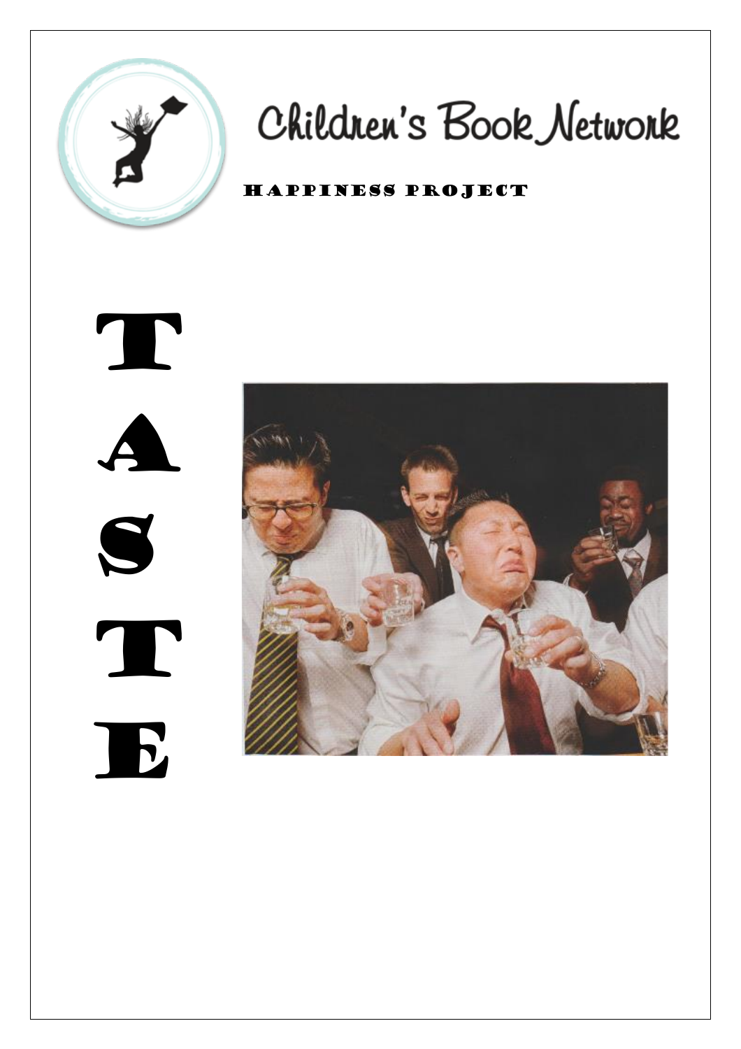Children's Book Network

HAPPINESS PROJECT

# TASTE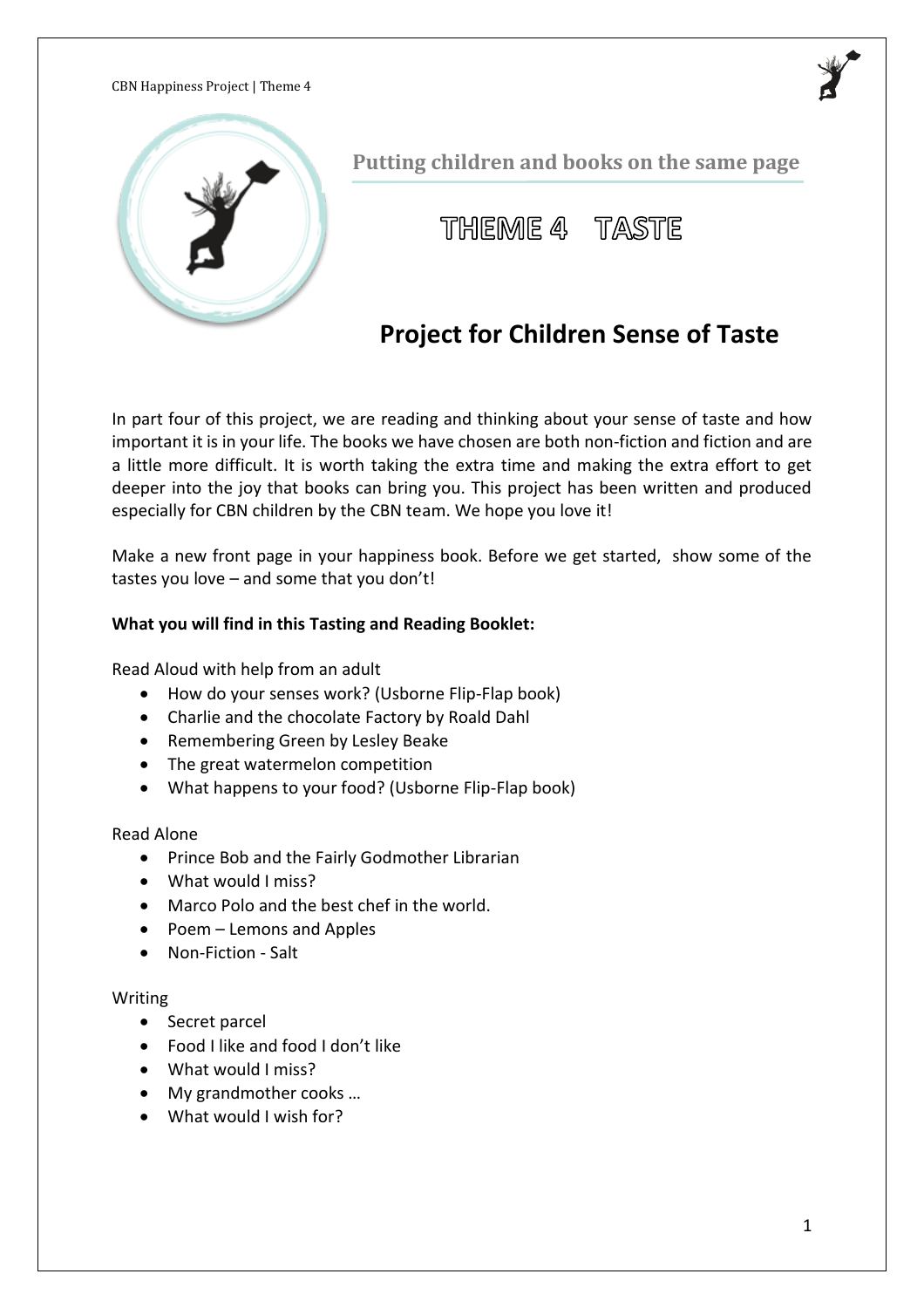Putting children and books on the same page

# THEME 4 TASTE

## Project for Children Sense of Taste

In part four of this project, we are reading and thinking about your sense of taste and how important it is in your life. The books we have chosen are both non-fiction and fiction and are a little more difficult. It is worth taking the extra time and making the extra effort to get deeper into the joy that books can bring you. This project has been written and produced especially for CBN children by the CBN team. We hope you love it!

Make a new front page in your happiness book. Before we get started, show some of the tastes you love – and some that you don't!

**What you will find in this Tasting and Reading Booklet:**

Read Aloud with help from an adult

- How do your senses work? (Usborne Flip-Flap book)
- Charlie and the chocolate Factory by Roald Dahl
- Remembering Green by Lesley Beake
- The great watermelon competition
- What happens to your food? (Usborne Flip-Flap book)

Read Alone

- Prince Bob and the Fairly Godmother Librarian
- What would I miss?
- Marco Polo and the best chef in the world.
- Poem – Lemons and Apples
- Non-Fiction - Salt

Writing

- Secret parcel
- Food I like and food I don't like
- What would I miss?
- My grandmother cooks …
- What would I wish for?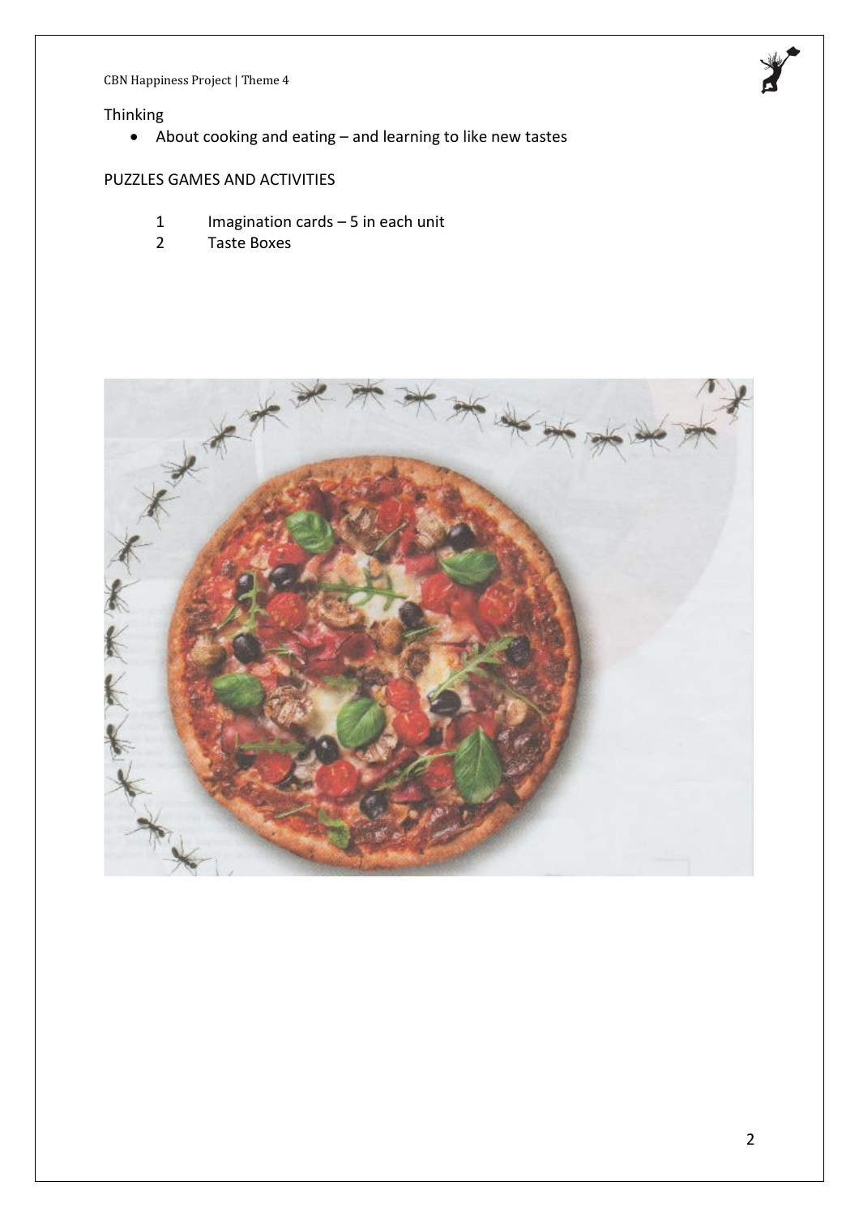Thinking

- About cooking and eating – and learning to like new tastes

PUZZLES GAMES AND ACTIVITIES

1. Imagination cards – 5 in each unit
2. Taste Boxes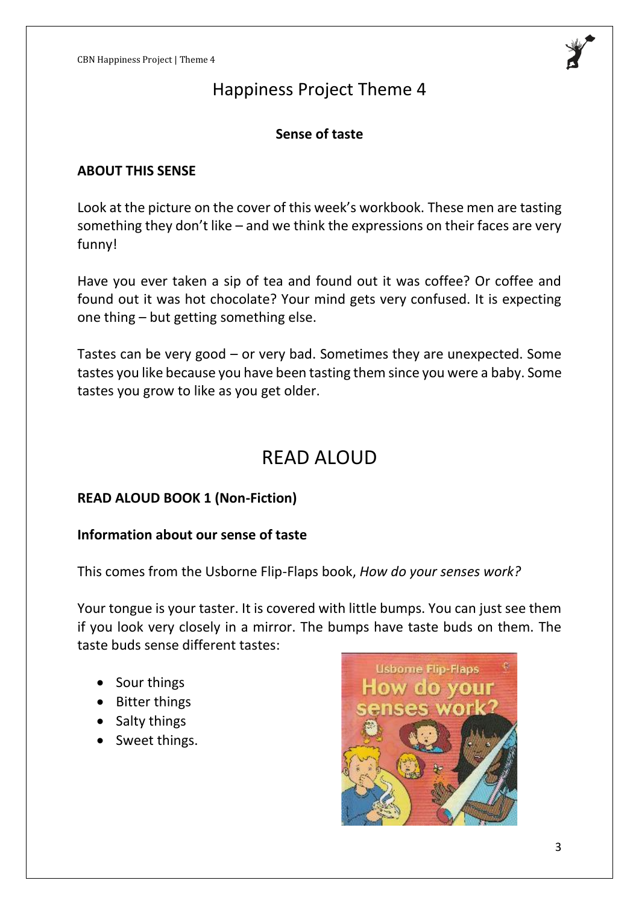# Happiness Project Theme 4

**Sense of taste**

**ABOUT THIS SENSE**

Look at the picture on the cover of this week's workbook. These men are tasting something they don't like – and we think the expressions on their faces are very funny!

Have you ever taken a sip of tea and found out it was coffee? Or coffee and found out it was hot chocolate? Your mind gets very confused. It is expecting one thing – but getting something else.

Tastes can be very good – or very bad. Sometimes they are unexpected. Some tastes you like because you have been tasting them since you were a baby. Some tastes you grow to like as you get older.

## READ ALOUD

**READ ALOUD BOOK 1 (Non-Fiction)**

**Information about our sense of taste**

This comes from the Usborne Flip-Flaps book, *How do your senses work?*

Your tongue is your taster. It is covered with little bumps. You can just see them if you look very closely in a mirror. The bumps have taste buds on them. The taste buds sense different tastes:

- Sour things
- Bitter things
- Salty things
- Sweet things.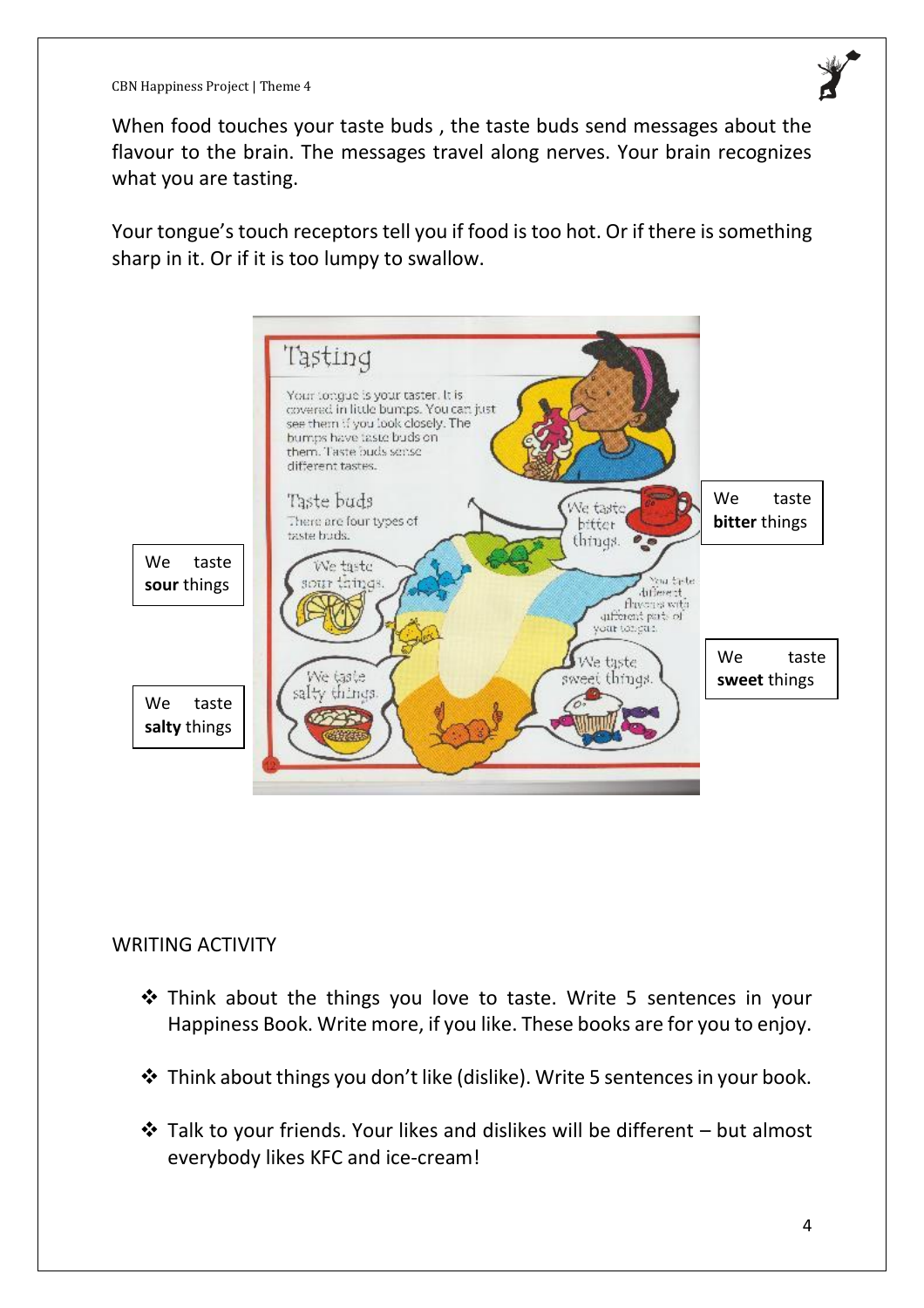When food touches your taste buds , the taste buds send messages about the flavour to the brain. The messages travel along nerves. Your brain recognizes what you are tasting.

Your tongue's touch receptors tell you if food is too hot. Or if there is something sharp in it. Or if it is too lumpy to swallow.

## Tasting

Your tongue is your taster. It is covered in little bumps. You can just see them if you look closely. The bumps have taste buds on them. Taste buds sense different tastes.

### Taste buds

There are four types of taste buds.

We taste bitter things.

We taste sour things.

You taste different flavours with different parts of your tongue.

We taste sweet things.

We taste salty things.

We taste **bitter** things

We taste **sour** things

We taste **sweet** things

We taste **salty** things

WRITING ACTIVITY

- Think about the things you love to taste. Write 5 sentences in your Happiness Book. Write more, if you like. These books are for you to enjoy.
- Think about things you don't like (dislike). Write 5 sentences in your book.
- Talk to your friends. Your likes and dislikes will be different – but almost everybody likes KFC and ice-cream!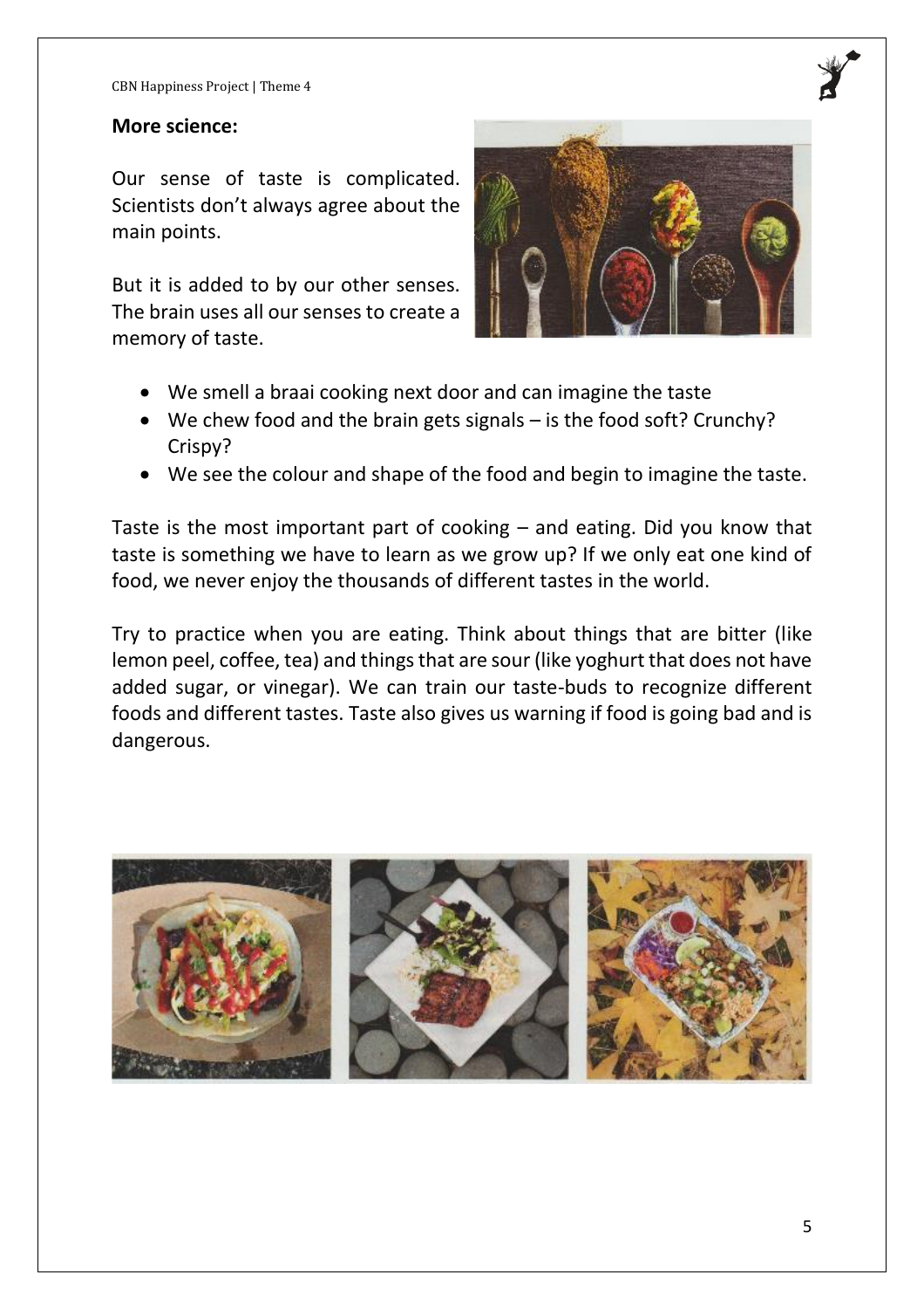**More science:**

Our sense of taste is complicated. Scientists don't always agree about the main points.

But it is added to by our other senses. The brain uses all our senses to create a memory of taste.

- We smell a braai cooking next door and can imagine the taste
- We chew food and the brain gets signals – is the food soft? Crunchy? Crispy?
- We see the colour and shape of the food and begin to imagine the taste.

Taste is the most important part of cooking – and eating. Did you know that taste is something we have to learn as we grow up? If we only eat one kind of food, we never enjoy the thousands of different tastes in the world.

Try to practice when you are eating. Think about things that are bitter (like lemon peel, coffee, tea) and things that are sour (like yoghurt that does not have added sugar, or vinegar). We can train our taste-buds to recognize different foods and different tastes. Taste also gives us warning if food is going bad and is dangerous.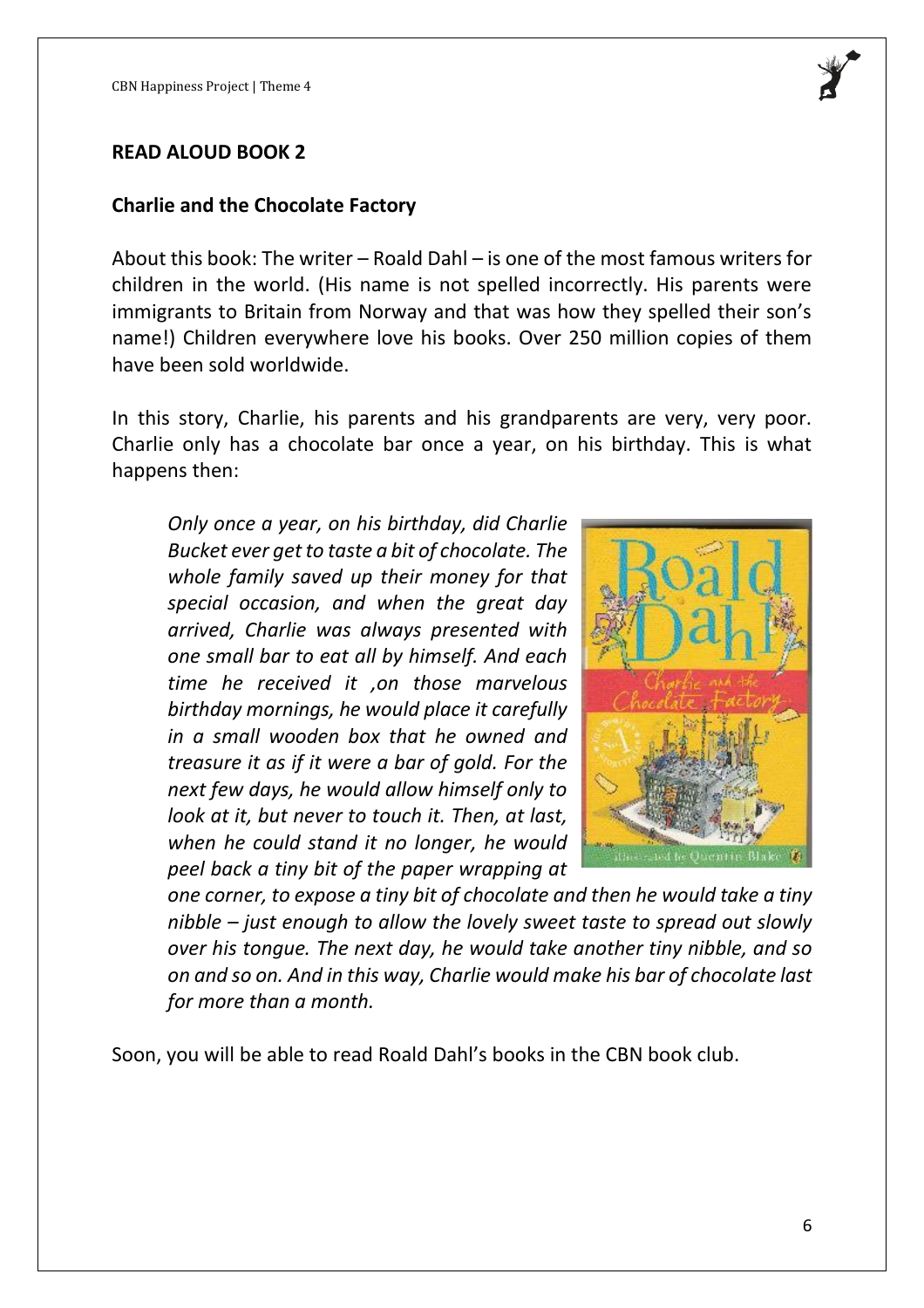## READ ALOUD BOOK 2

### Charlie and the Chocolate Factory

About this book: The writer – Roald Dahl – is one of the most famous writers for children in the world. (His name is not spelled incorrectly. His parents were immigrants to Britain from Norway and that was how they spelled their son's name!) Children everywhere love his books. Over 250 million copies of them have been sold worldwide.

In this story, Charlie, his parents and his grandparents are very, very poor. Charlie only has a chocolate bar once a year, on his birthday. This is what happens then:

> *Only once a year, on his birthday, did Charlie Bucket ever get to taste a bit of chocolate. The whole family saved up their money for that special occasion, and when the great day arrived, Charlie was always presented with one small bar to eat all by himself. And each time he received it ,on those marvelous birthday mornings, he would place it carefully in a small wooden box that he owned and treasure it as if it were a bar of gold. For the next few days, he would allow himself only to look at it, but never to touch it. Then, at last, when he could stand it no longer, he would peel back a tiny bit of the paper wrapping at one corner, to expose a tiny bit of chocolate and then he would take a tiny nibble – just enough to allow the lovely sweet taste to spread out slowly over his tongue. The next day, he would take another tiny nibble, and so on and so on. And in this way, Charlie would make his bar of chocolate last for more than a month.*

Soon, you will be able to read Roald Dahl's books in the CBN book club.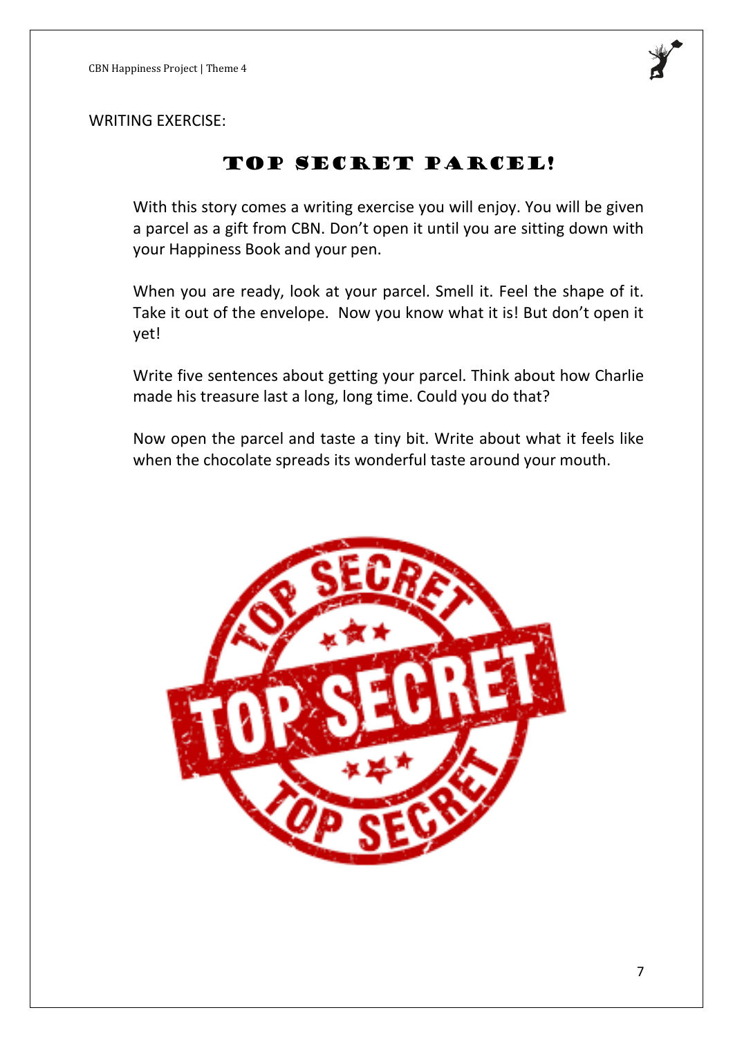WRITING EXERCISE:

# TOP SECRET PARCEL!

With this story comes a writing exercise you will enjoy. You will be given a parcel as a gift from CBN. Don't open it until you are sitting down with your Happiness Book and your pen.

When you are ready, look at your parcel. Smell it. Feel the shape of it. Take it out of the envelope. Now you know what it is! But don't open it yet!

Write five sentences about getting your parcel. Think about how Charlie made his treasure last a long, long time. Could you do that?

Now open the parcel and taste a tiny bit. Write about what it feels like when the chocolate spreads its wonderful taste around your mouth.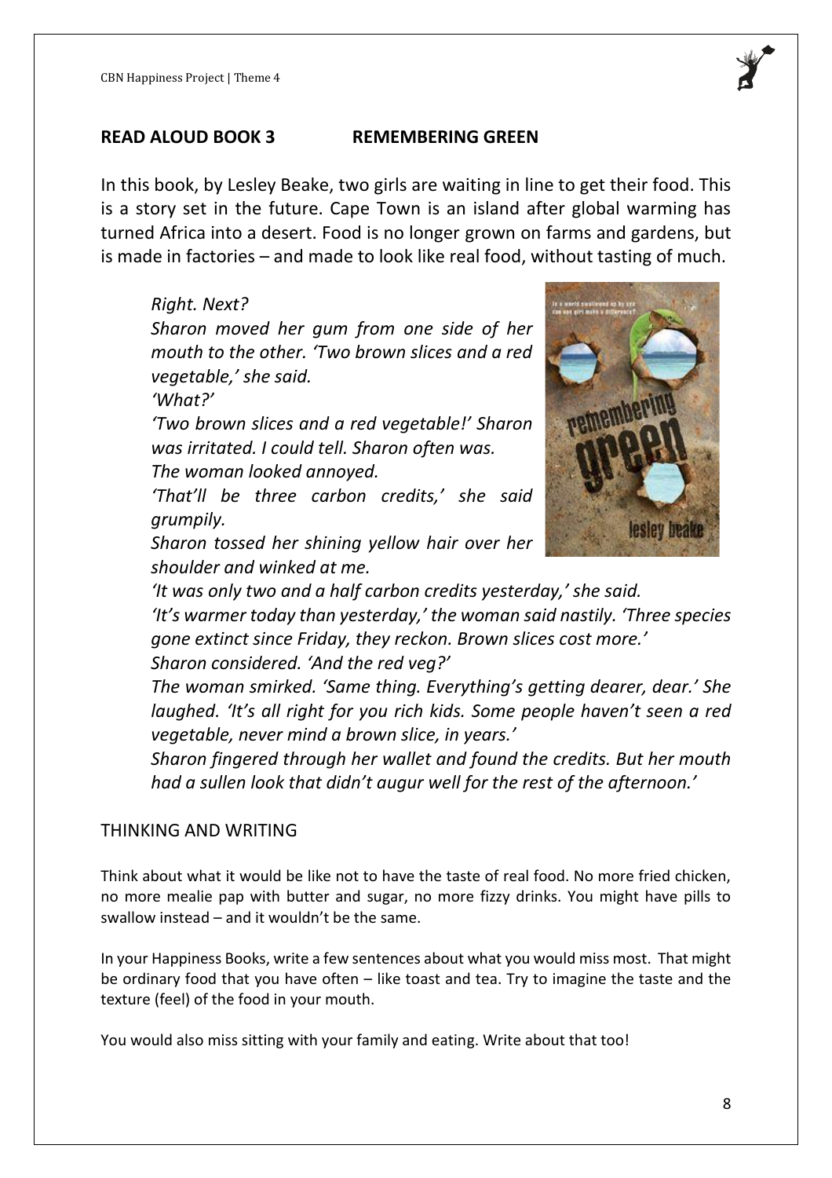## READ ALOUD BOOK 3 REMEMBERING GREEN

In this book, by Lesley Beake, two girls are waiting in line to get their food. This is a story set in the future. Cape Town is an island after global warming has turned Africa into a desert. Food is no longer grown on farms and gardens, but is made in factories – and made to look like real food, without tasting of much.

> *Right. Next?*
> *Sharon moved her gum from one side of her mouth to the other. 'Two brown slices and a red vegetable,' she said.*
> *'What?'*
> *'Two brown slices and a red vegetable!' Sharon was irritated. I could tell. Sharon often was.*
> *The woman looked annoyed.*
> *'That'll be three carbon credits,' she said grumpily.*
> *Sharon tossed her shining yellow hair over her shoulder and winked at me.*
> *'It was only two and a half carbon credits yesterday,' she said.*
> *'It's warmer today than yesterday,' the woman said nastily. 'Three species gone extinct since Friday, they reckon. Brown slices cost more.'*
> *Sharon considered. 'And the red veg?'*
> *The woman smirked. 'Same thing. Everything's getting dearer, dear.' She laughed. 'It's all right for you rich kids. Some people haven't seen a red vegetable, never mind a brown slice, in years.'*
> *Sharon fingered through her wallet and found the credits. But her mouth had a sullen look that didn't augur well for the rest of the afternoon.'*

### THINKING AND WRITING

Think about what it would be like not to have the taste of real food. No more fried chicken, no more mealie pap with butter and sugar, no more fizzy drinks. You might have pills to swallow instead – and it wouldn't be the same.

In your Happiness Books, write a few sentences about what you would miss most. That might be ordinary food that you have often – like toast and tea. Try to imagine the taste and the texture (feel) of the food in your mouth.

You would also miss sitting with your family and eating. Write about that too!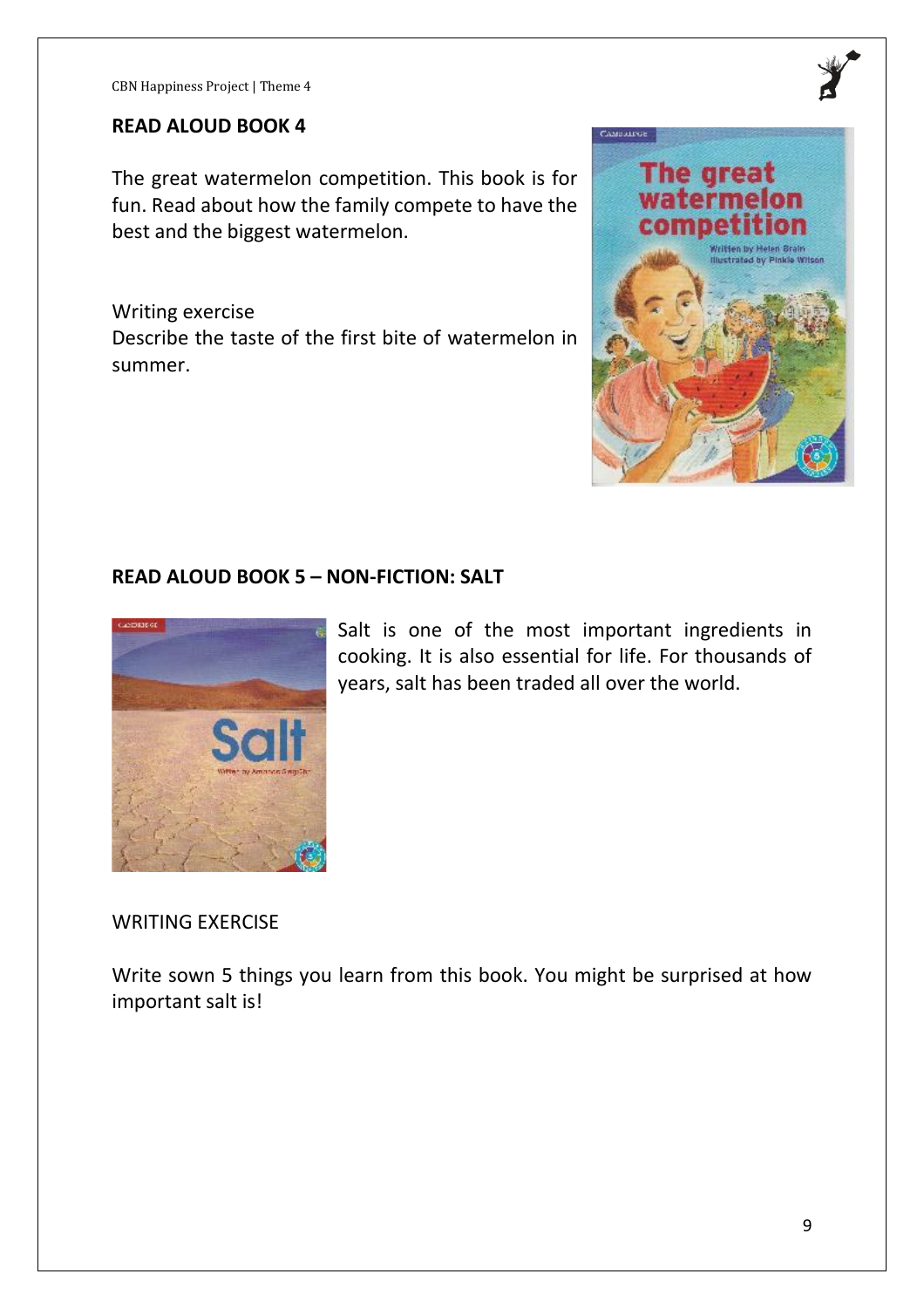## READ ALOUD BOOK 4

The great watermelon competition. This book is for fun. Read about how the family compete to have the best and the biggest watermelon.

Writing exercise

Describe the taste of the first bite of watermelon in summer.

## READ ALOUD BOOK 5 – NON-FICTION: SALT

Salt is one of the most important ingredients in cooking. It is also essential for life. For thousands of years, salt has been traded all over the world.

WRITING EXERCISE

Write sown 5 things you learn from this book. You might be surprised at how important salt is!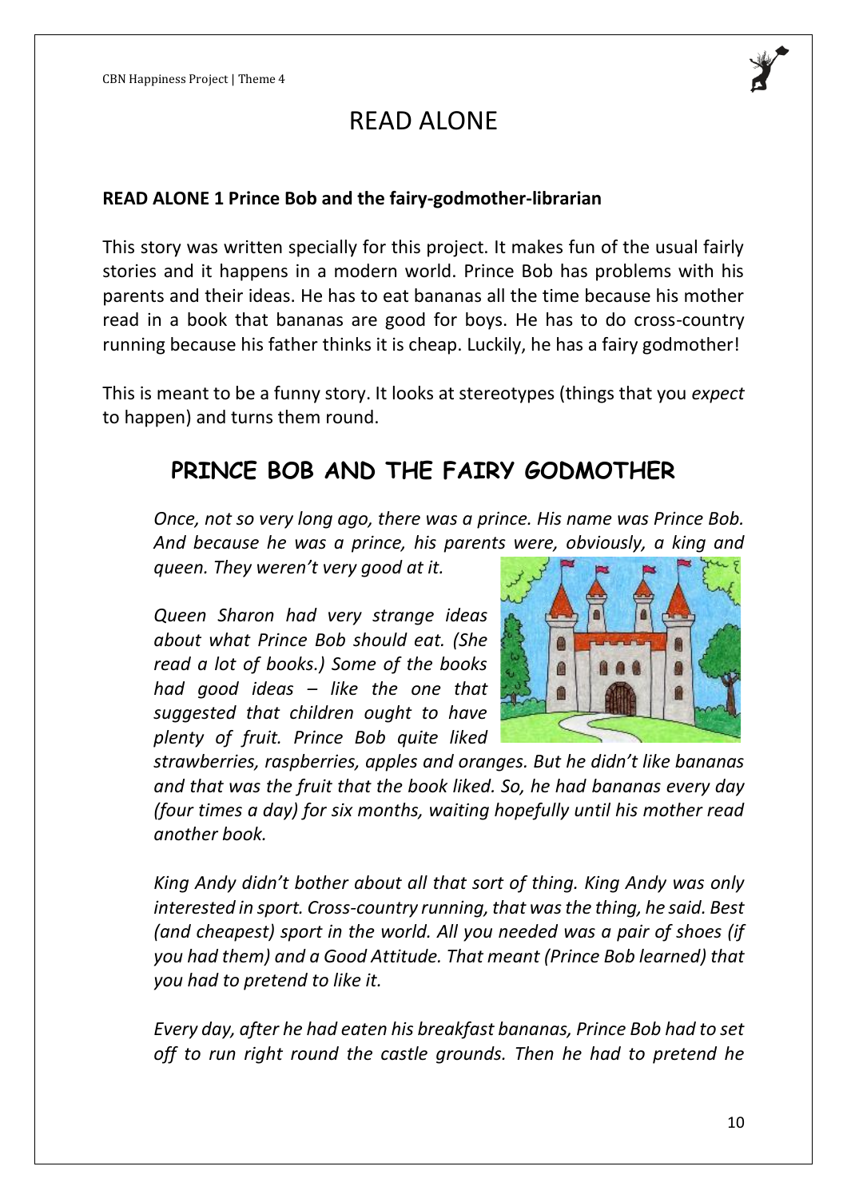# READ ALONE

**READ ALONE 1 Prince Bob and the fairy-godmother-librarian**

This story was written specially for this project. It makes fun of the usual fairly stories and it happens in a modern world. Prince Bob has problems with his parents and their ideas. He has to eat bananas all the time because his mother read in a book that bananas are good for boys. He has to do cross-country running because his father thinks it is cheap. Luckily, he has a fairy godmother!

This is meant to be a funny story. It looks at stereotypes (things that you *expect* to happen) and turns them round.

## PRINCE BOB AND THE FAIRY GODMOTHER

*Once, not so very long ago, there was a prince. His name was Prince Bob. And because he was a prince, his parents were, obviously, a king and queen. They weren't very good at it.*

*Queen Sharon had very strange ideas about what Prince Bob should eat. (She read a lot of books.) Some of the books had good ideas – like the one that suggested that children ought to have plenty of fruit. Prince Bob quite liked strawberries, raspberries, apples and oranges. But he didn't like bananas and that was the fruit that the book liked. So, he had bananas every day (four times a day) for six months, waiting hopefully until his mother read another book.*

*King Andy didn't bother about all that sort of thing. King Andy was only interested in sport. Cross-country running, that was the thing, he said. Best (and cheapest) sport in the world. All you needed was a pair of shoes (if you had them) and a Good Attitude. That meant (Prince Bob learned) that you had to pretend to like it.*

*Every day, after he had eaten his breakfast bananas, Prince Bob had to set off to run right round the castle grounds. Then he had to pretend he*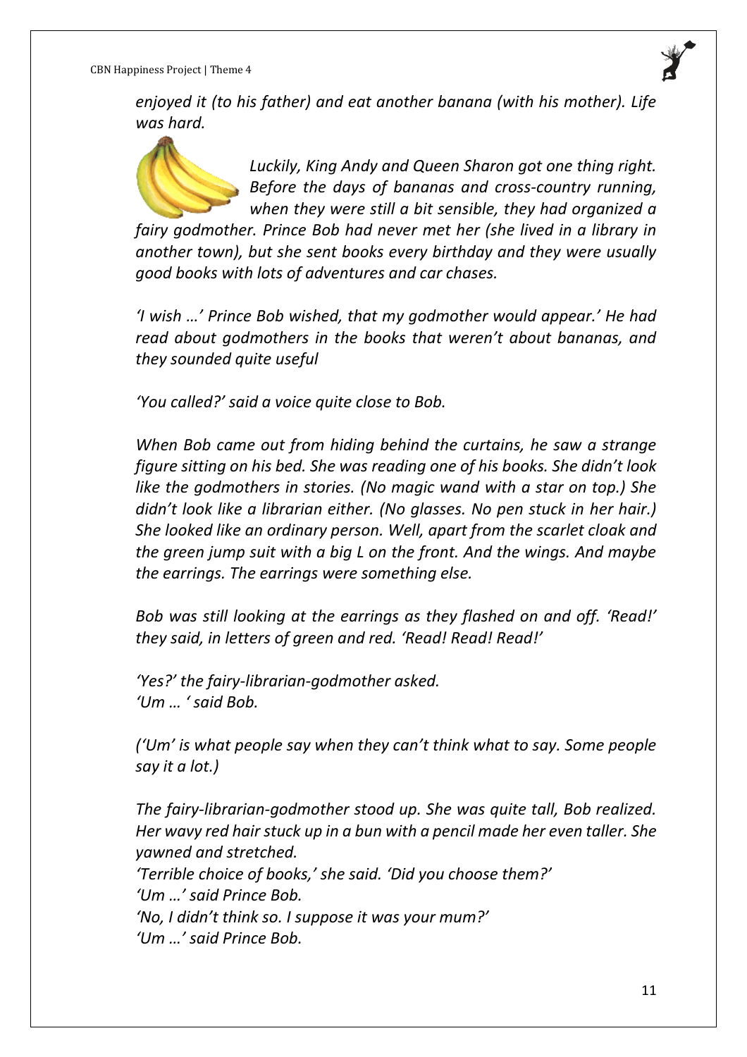*enjoyed it (to his father) and eat another banana (with his mother). Life was hard.*

*Luckily, King Andy and Queen Sharon got one thing right. Before the days of bananas and cross-country running, when they were still a bit sensible, they had organized a fairy godmother. Prince Bob had never met her (she lived in a library in another town), but she sent books every birthday and they were usually good books with lots of adventures and car chases.*

*'I wish …' Prince Bob wished, that my godmother would appear.' He had read about godmothers in the books that weren't about bananas, and they sounded quite useful*

*'You called?' said a voice quite close to Bob.*

*When Bob came out from hiding behind the curtains, he saw a strange figure sitting on his bed. She was reading one of his books. She didn't look like the godmothers in stories. (No magic wand with a star on top.) She didn't look like a librarian either. (No glasses. No pen stuck in her hair.) She looked like an ordinary person. Well, apart from the scarlet cloak and the green jump suit with a big L on the front. And the wings. And maybe the earrings. The earrings were something else.*

*Bob was still looking at the earrings as they flashed on and off. 'Read!' they said, in letters of green and red. 'Read! Read! Read!'*

*'Yes?' the fairy-librarian-godmother asked.*
*'Um … ' said Bob.*

*('Um' is what people say when they can't think what to say. Some people say it a lot.)*

*The fairy-librarian-godmother stood up. She was quite tall, Bob realized. Her wavy red hair stuck up in a bun with a pencil made her even taller. She yawned and stretched.*
*'Terrible choice of books,' she said. 'Did you choose them?'*
*'Um …' said Prince Bob.*
*'No, I didn't think so. I suppose it was your mum?'*
*'Um …' said Prince Bob.*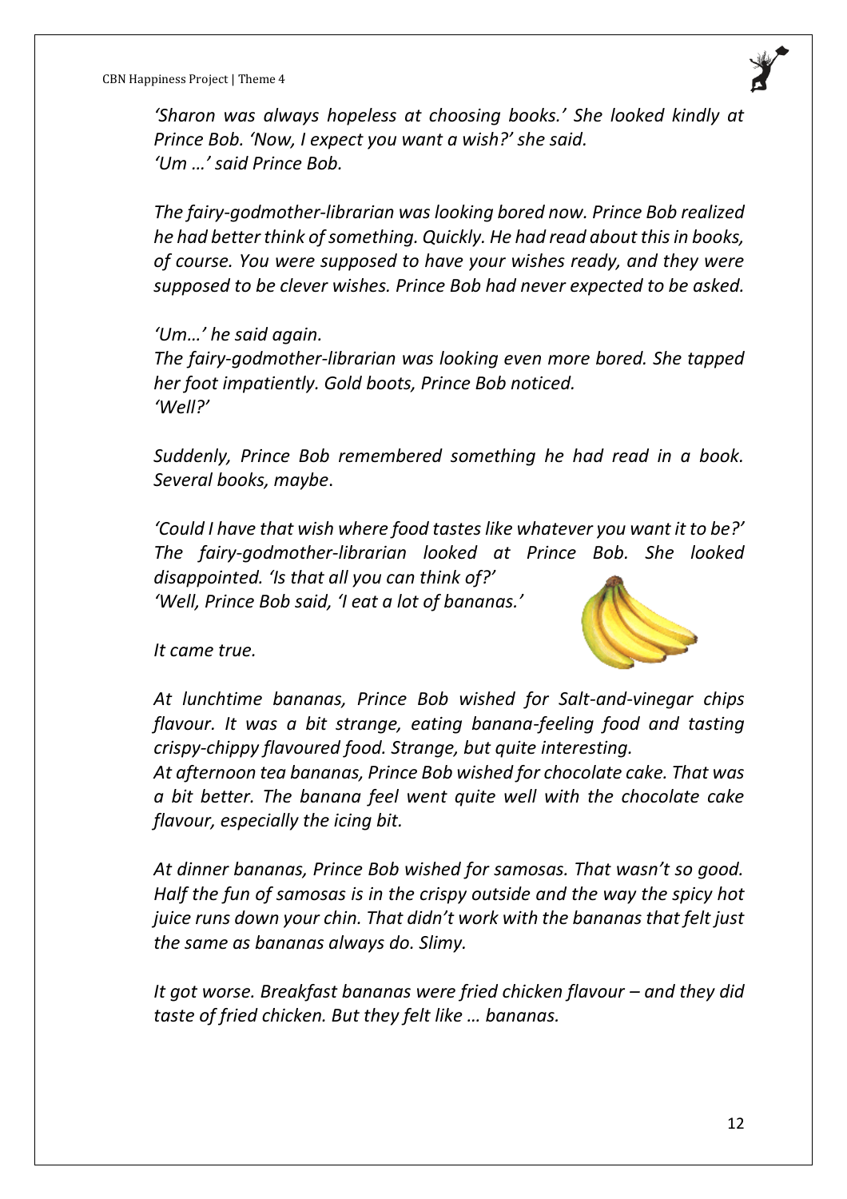*'Sharon was always hopeless at choosing books.' She looked kindly at Prince Bob. 'Now, I expect you want a wish?' she said.*
*'Um …' said Prince Bob.*

*The fairy-godmother-librarian was looking bored now. Prince Bob realized he had better think of something. Quickly. He had read about this in books, of course. You were supposed to have your wishes ready, and they were supposed to be clever wishes. Prince Bob had never expected to be asked.*

*'Um…' he said again.*
*The fairy-godmother-librarian was looking even more bored. She tapped her foot impatiently. Gold boots, Prince Bob noticed.*
*'Well?'*

*Suddenly, Prince Bob remembered something he had read in a book. Several books, maybe*.

*'Could I have that wish where food tastes like whatever you want it to be?' The fairy-godmother-librarian looked at Prince Bob. She looked disappointed. 'Is that all you can think of?'*
*'Well, Prince Bob said, 'I eat a lot of bananas.'*

*It came true.*

*At lunchtime bananas, Prince Bob wished for Salt-and-vinegar chips flavour. It was a bit strange, eating banana-feeling food and tasting crispy-chippy flavoured food. Strange, but quite interesting.*
*At afternoon tea bananas, Prince Bob wished for chocolate cake. That was a bit better. The banana feel went quite well with the chocolate cake flavour, especially the icing bit.*

*At dinner bananas, Prince Bob wished for samosas. That wasn't so good. Half the fun of samosas is in the crispy outside and the way the spicy hot juice runs down your chin. That didn't work with the bananas that felt just the same as bananas always do. Slimy.*

*It got worse. Breakfast bananas were fried chicken flavour – and they did taste of fried chicken. But they felt like … bananas.*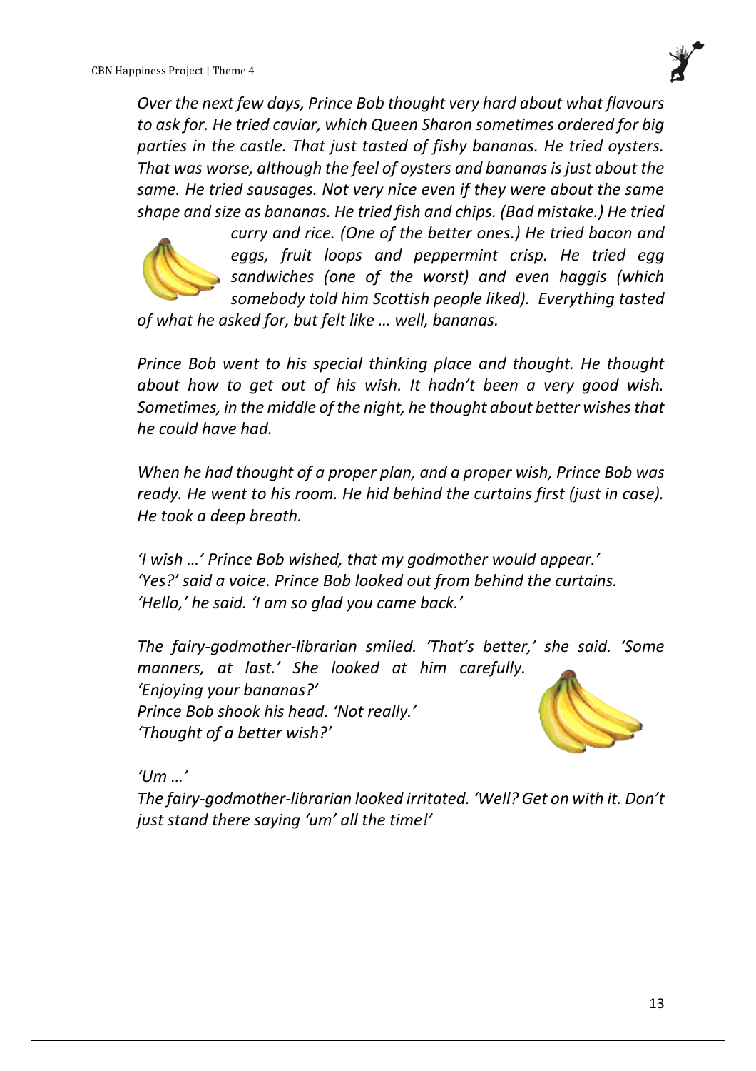*Over the next few days, Prince Bob thought very hard about what flavours to ask for. He tried caviar, which Queen Sharon sometimes ordered for big parties in the castle. That just tasted of fishy bananas. He tried oysters. That was worse, although the feel of oysters and bananas is just about the same. He tried sausages. Not very nice even if they were about the same shape and size as bananas. He tried fish and chips. (Bad mistake.) He tried curry and rice. (One of the better ones.) He tried bacon and eggs, fruit loops and peppermint crisp. He tried egg sandwiches (one of the worst) and even haggis (which somebody told him Scottish people liked). Everything tasted of what he asked for, but felt like … well, bananas.*

*Prince Bob went to his special thinking place and thought. He thought about how to get out of his wish. It hadn't been a very good wish. Sometimes, in the middle of the night, he thought about better wishes that he could have had.*

*When he had thought of a proper plan, and a proper wish, Prince Bob was ready. He went to his room. He hid behind the curtains first (just in case). He took a deep breath.*

*'I wish …' Prince Bob wished, that my godmother would appear.'*
*'Yes?' said a voice. Prince Bob looked out from behind the curtains.*
*'Hello,' he said. 'I am so glad you came back.'*

*The fairy-godmother-librarian smiled. 'That's better,' she said. 'Some manners, at last.' She looked at him carefully.*
*'Enjoying your bananas?'*
*Prince Bob shook his head. 'Not really.'*
*'Thought of a better wish?'*

*'Um …'*
*The fairy-godmother-librarian looked irritated. 'Well? Get on with it. Don't just stand there saying 'um' all the time!'*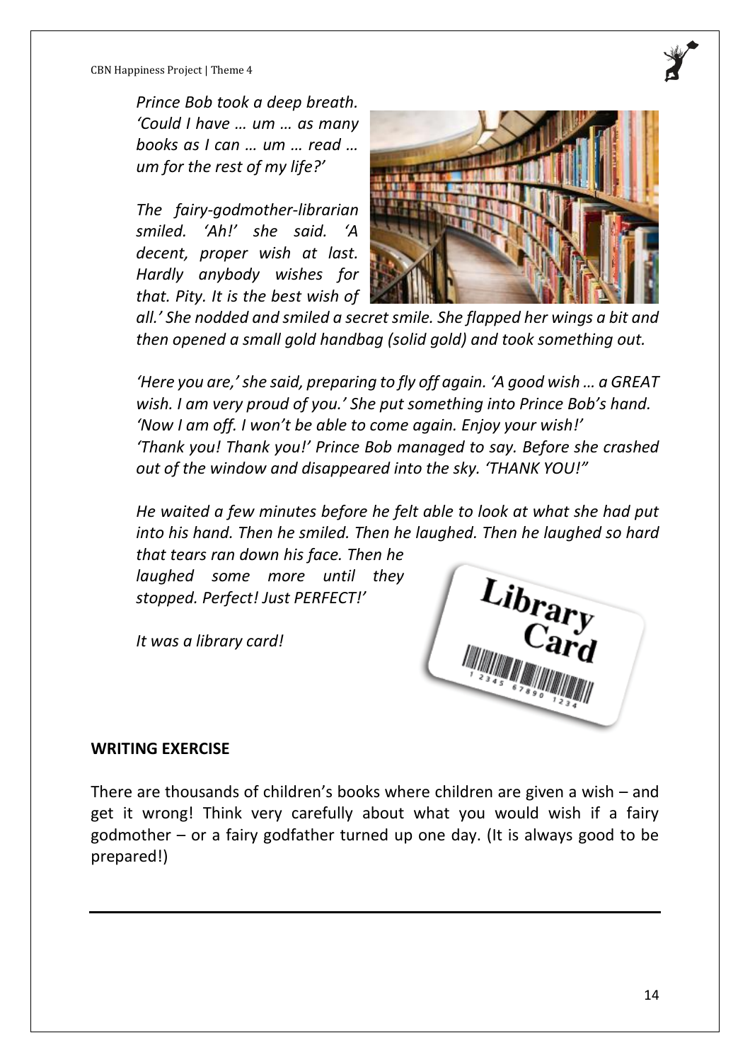*Prince Bob took a deep breath. 'Could I have … um … as many books as I can … um … read … um for the rest of my life?'*

*The fairy-godmother-librarian smiled. 'Ah!' she said. 'A decent, proper wish at last. Hardly anybody wishes for that. Pity. It is the best wish of all.' She nodded and smiled a secret smile. She flapped her wings a bit and then opened a small gold handbag (solid gold) and took something out.*

*'Here you are,' she said, preparing to fly off again. 'A good wish … a GREAT wish. I am very proud of you.' She put something into Prince Bob's hand. 'Now I am off. I won't be able to come again. Enjoy your wish!'*
*'Thank you! Thank you!' Prince Bob managed to say. Before she crashed out of the window and disappeared into the sky. 'THANK YOU!"*

*He waited a few minutes before he felt able to look at what she had put into his hand. Then he smiled. Then he laughed. Then he laughed so hard that tears ran down his face. Then he laughed some more until they stopped. Perfect! Just PERFECT!'*

*It was a library card!*

**WRITING EXERCISE**

There are thousands of children's books where children are given a wish – and get it wrong! Think very carefully about what you would wish if a fairy godmother – or a fairy godfather turned up one day. (It is always good to be prepared!)

---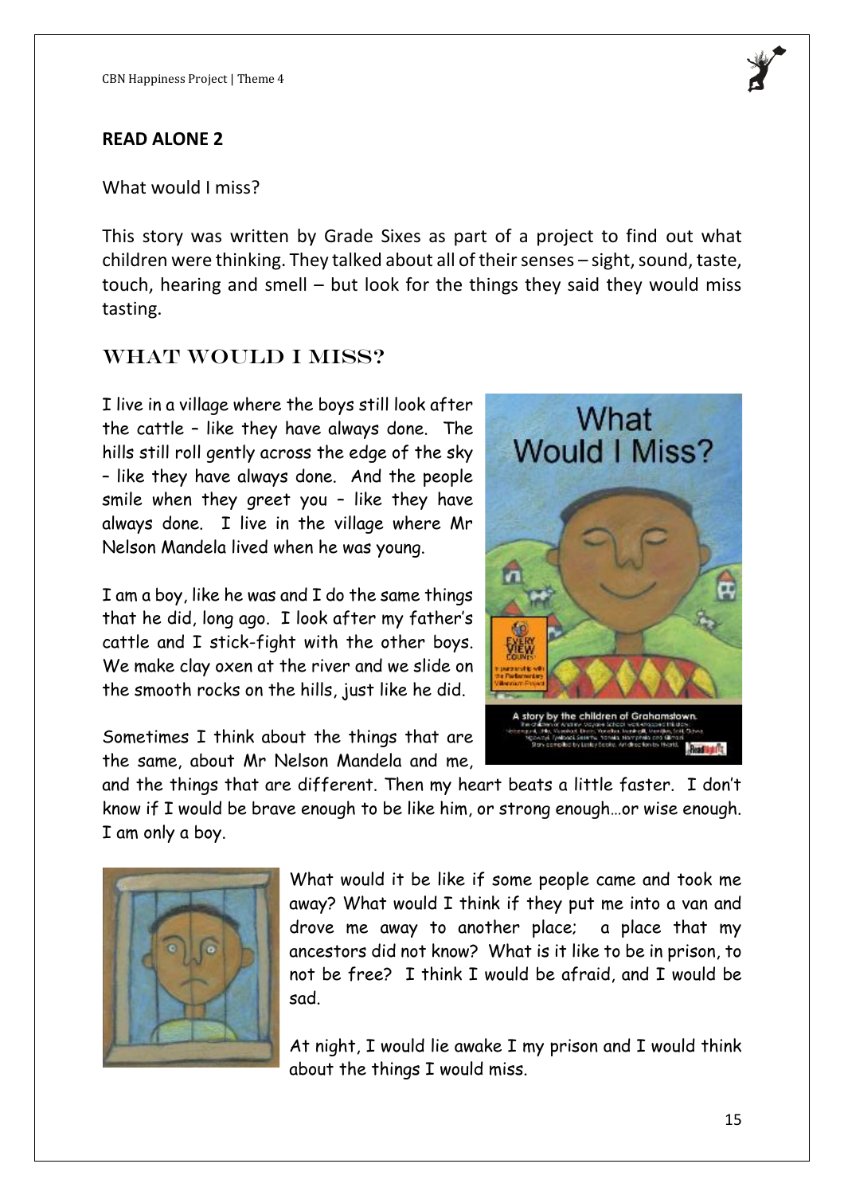## READ ALONE 2

What would I miss?

This story was written by Grade Sixes as part of a project to find out what children were thinking. They talked about all of their senses – sight, sound, taste, touch, hearing and smell – but look for the things they said they would miss tasting.

## WHAT WOULD I MISS?

I live in a village where the boys still look after the cattle – like they have always done. The hills still roll gently across the edge of the sky – like they have always done. And the people smile when they greet you – like they have always done. I live in the village where Mr Nelson Mandela lived when he was young.

I am a boy, like he was and I do the same things that he did, long ago. I look after my father's cattle and I stick-fight with the other boys. We make clay oxen at the river and we slide on the smooth rocks on the hills, just like he did.

Sometimes I think about the things that are the same, about Mr Nelson Mandela and me, and the things that are different. Then my heart beats a little faster. I don't know if I would be brave enough to be like him, or strong enough…or wise enough. I am only a boy.

What would it be like if some people came and took me away? What would I think if they put me into a van and drove me away to another place; a place that my ancestors did not know? What is it like to be in prison, to not be free? I think I would be afraid, and I would be sad.

At night, I would lie awake I my prison and I would think about the things I would miss.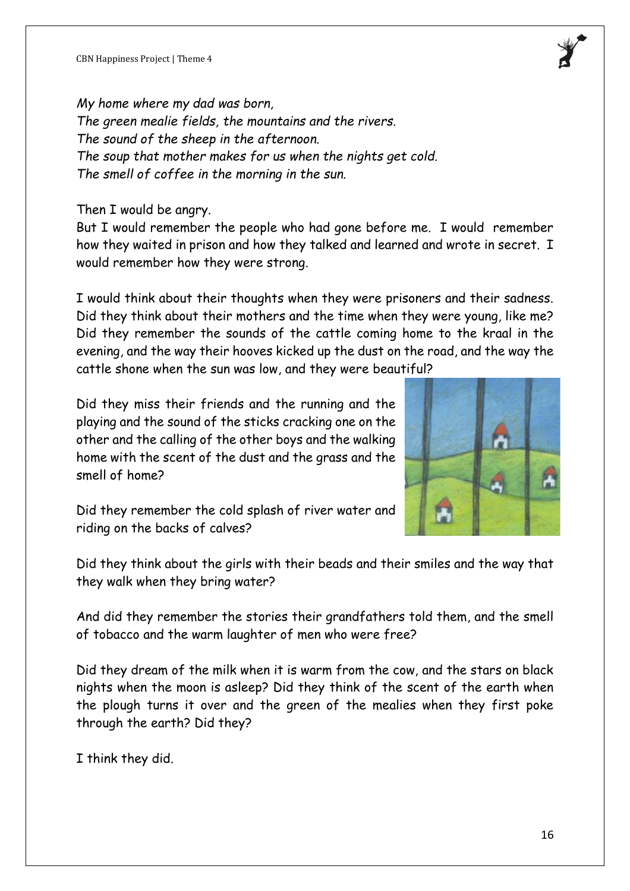*My home where my dad was born,*
*The green mealie fields, the mountains and the rivers.*
*The sound of the sheep in the afternoon.*
*The soup that mother makes for us when the nights get cold.*
*The smell of coffee in the morning in the sun.*

Then I would be angry.
But I would remember the people who had gone before me. I would remember how they waited in prison and how they talked and learned and wrote in secret. I would remember how they were strong.

I would think about their thoughts when they were prisoners and their sadness. Did they think about their mothers and the time when they were young, like me? Did they remember the sounds of the cattle coming home to the kraal in the evening, and the way their hooves kicked up the dust on the road, and the way the cattle shone when the sun was low, and they were beautiful?

Did they miss their friends and the running and the playing and the sound of the sticks cracking one on the other and the calling of the other boys and the walking home with the scent of the dust and the grass and the smell of home?

Did they remember the cold splash of river water and riding on the backs of calves?

Did they think about the girls with their beads and their smiles and the way that they walk when they bring water?

And did they remember the stories their grandfathers told them, and the smell of tobacco and the warm laughter of men who were free?

Did they dream of the milk when it is warm from the cow, and the stars on black nights when the moon is asleep? Did they think of the scent of the earth when the plough turns it over and the green of the mealies when they first poke through the earth? Did they?

I think they did.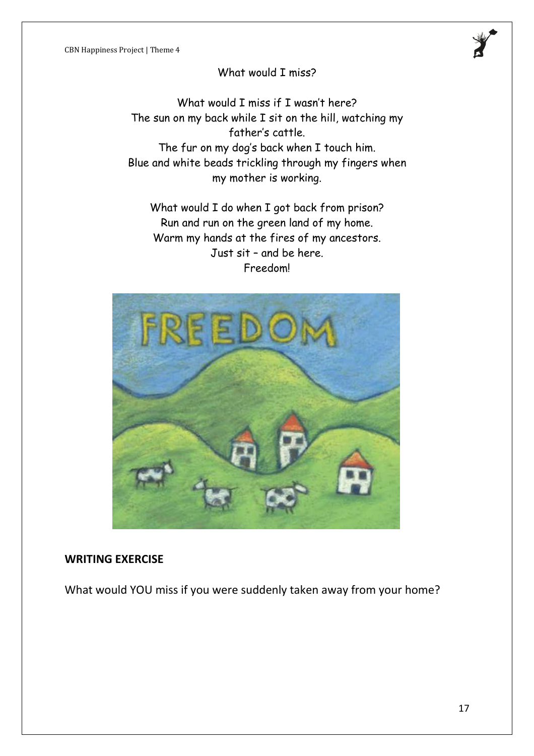What would I miss?

What would I miss if I wasn't here?
The sun on my back while I sit on the hill, watching my father's cattle.
The fur on my dog's back when I touch him.
Blue and white beads trickling through my fingers when my mother is working.

What would I do when I got back from prison?
Run and run on the green land of my home.
Warm my hands at the fires of my ancestors.
Just sit – and be here.
Freedom!

**WRITING EXERCISE**

What would YOU miss if you were suddenly taken away from your home?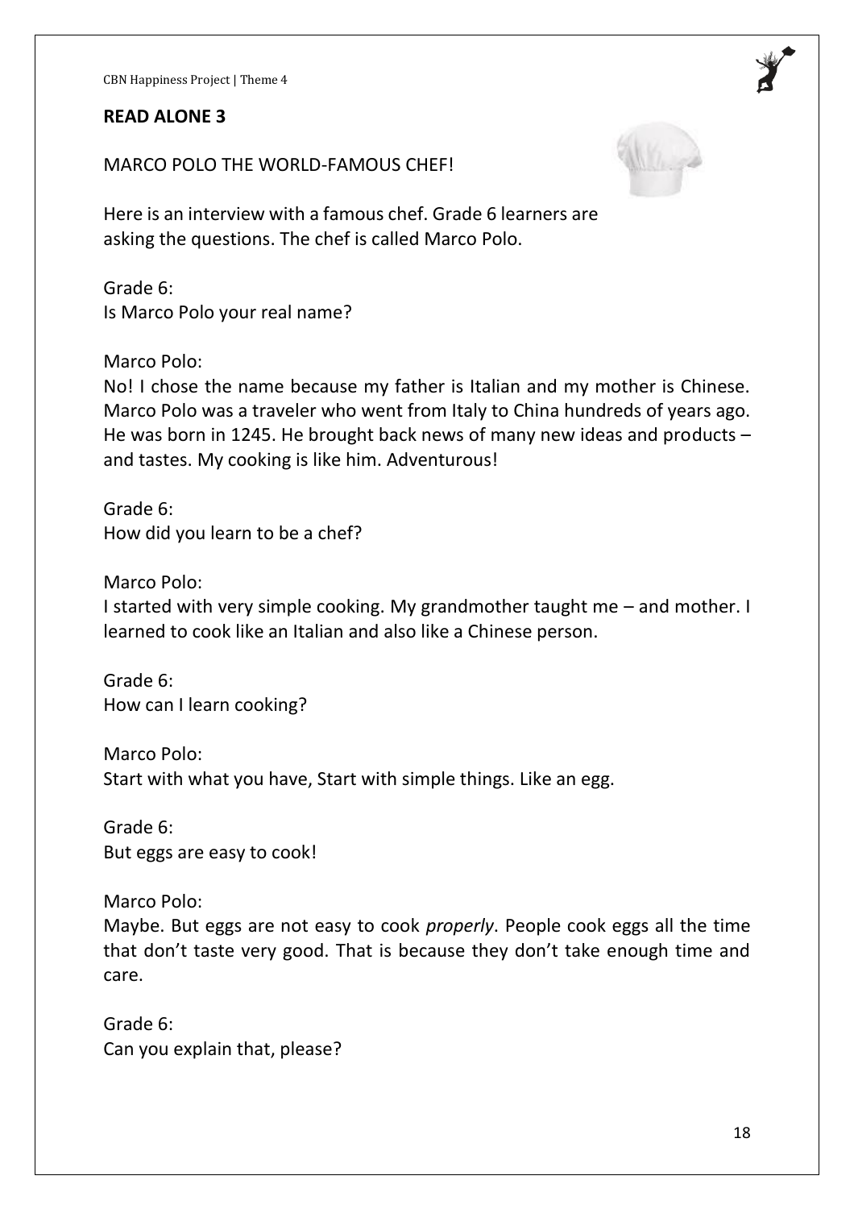## READ ALONE 3

MARCO POLO THE WORLD-FAMOUS CHEF!

Here is an interview with a famous chef. Grade 6 learners are asking the questions. The chef is called Marco Polo.

Grade 6:
Is Marco Polo your real name?

Marco Polo:
No! I chose the name because my father is Italian and my mother is Chinese. Marco Polo was a traveler who went from Italy to China hundreds of years ago. He was born in 1245. He brought back news of many new ideas and products – and tastes. My cooking is like him. Adventurous!

Grade 6:
How did you learn to be a chef?

Marco Polo:
I started with very simple cooking. My grandmother taught me – and mother. I learned to cook like an Italian and also like a Chinese person.

Grade 6:
How can I learn cooking?

Marco Polo:
Start with what you have, Start with simple things. Like an egg.

Grade 6:
But eggs are easy to cook!

Marco Polo:
Maybe. But eggs are not easy to cook *properly*. People cook eggs all the time that don't taste very good. That is because they don't take enough time and care.

Grade 6:
Can you explain that, please?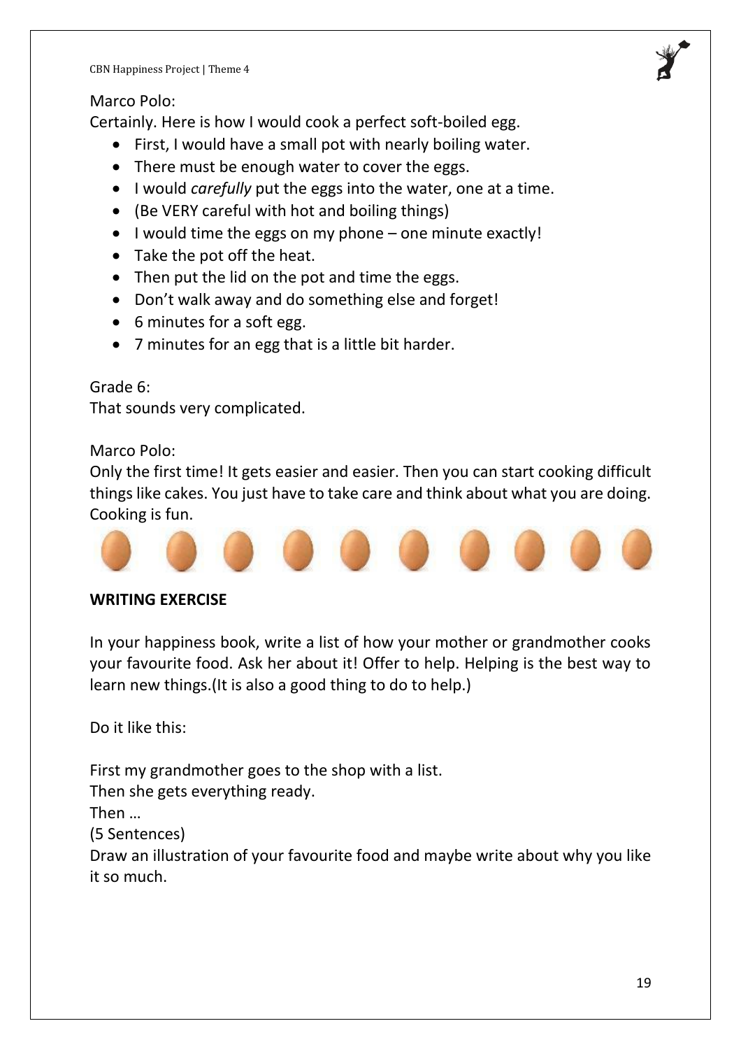Marco Polo:

Certainly. Here is how I would cook a perfect soft-boiled egg.

- First, I would have a small pot with nearly boiling water.
- There must be enough water to cover the eggs.
- I would *carefully* put the eggs into the water, one at a time.
- (Be VERY careful with hot and boiling things)
- I would time the eggs on my phone – one minute exactly!
- Take the pot off the heat.
- Then put the lid on the pot and time the eggs.
- Don't walk away and do something else and forget!
- 6 minutes for a soft egg.
- 7 minutes for an egg that is a little bit harder.

Grade 6:

That sounds very complicated.

Marco Polo:

Only the first time! It gets easier and easier. Then you can start cooking difficult things like cakes. You just have to take care and think about what you are doing. Cooking is fun.

**WRITING EXERCISE**

In your happiness book, write a list of how your mother or grandmother cooks your favourite food. Ask her about it! Offer to help. Helping is the best way to learn new things.(It is also a good thing to do to help.)

Do it like this:

First my grandmother goes to the shop with a list.
Then she gets everything ready.
Then …
(5 Sentences)
Draw an illustration of your favourite food and maybe write about why you like it so much.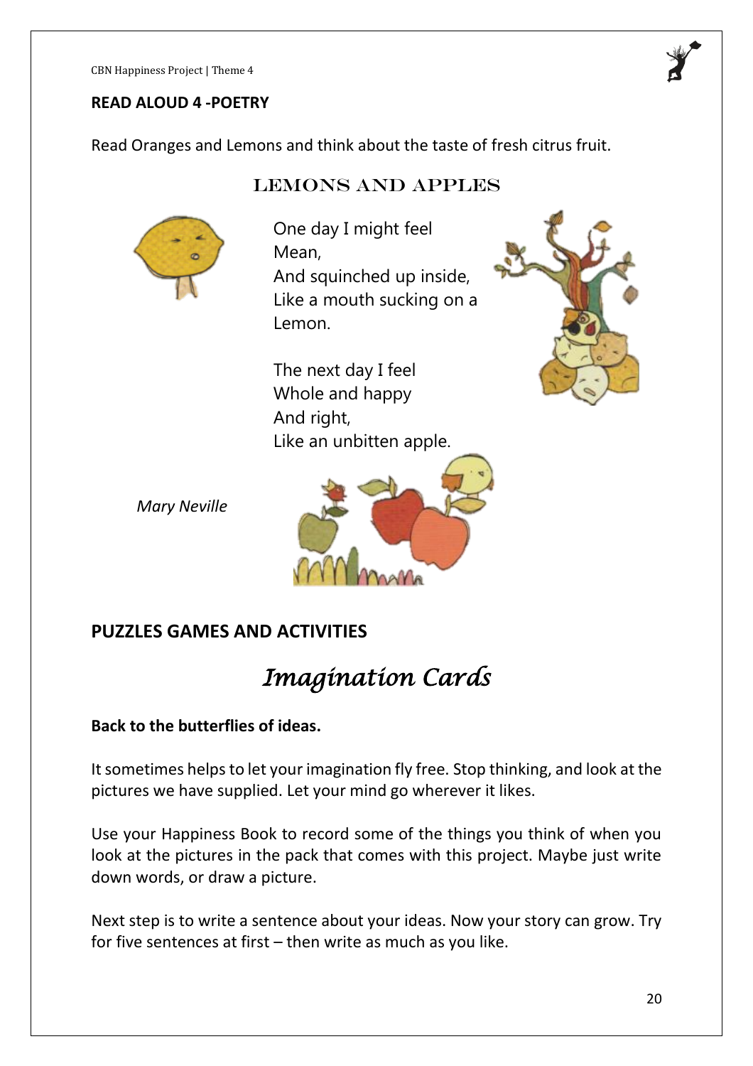## READ ALOUD 4 -POETRY

Read Oranges and Lemons and think about the taste of fresh citrus fruit.

### LEMONS AND APPLES

One day I might feel
Mean,
And squinched up inside,
Like a mouth sucking on a
Lemon.

The next day I feel
Whole and happy
And right,
Like an unbitten apple.

*Mary Neville*

## PUZZLES GAMES AND ACTIVITIES

# *Imagination Cards*

**Back to the butterflies of ideas.**

It sometimes helps to let your imagination fly free. Stop thinking, and look at the pictures we have supplied. Let your mind go wherever it likes.

Use your Happiness Book to record some of the things you think of when you look at the pictures in the pack that comes with this project. Maybe just write down words, or draw a picture.

Next step is to write a sentence about your ideas. Now your story can grow. Try for five sentences at first – then write as much as you like.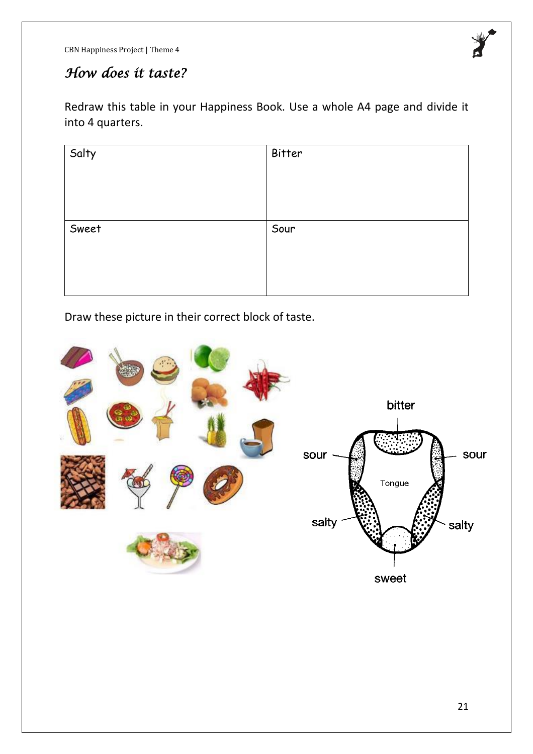## *How does it taste?*

Redraw this table in your Happiness Book. Use a whole A4 page and divide it into 4 quarters.

| Salty | Bitter |
| --- | --- |
| Sweet | Sour |

Draw these picture in their correct block of taste.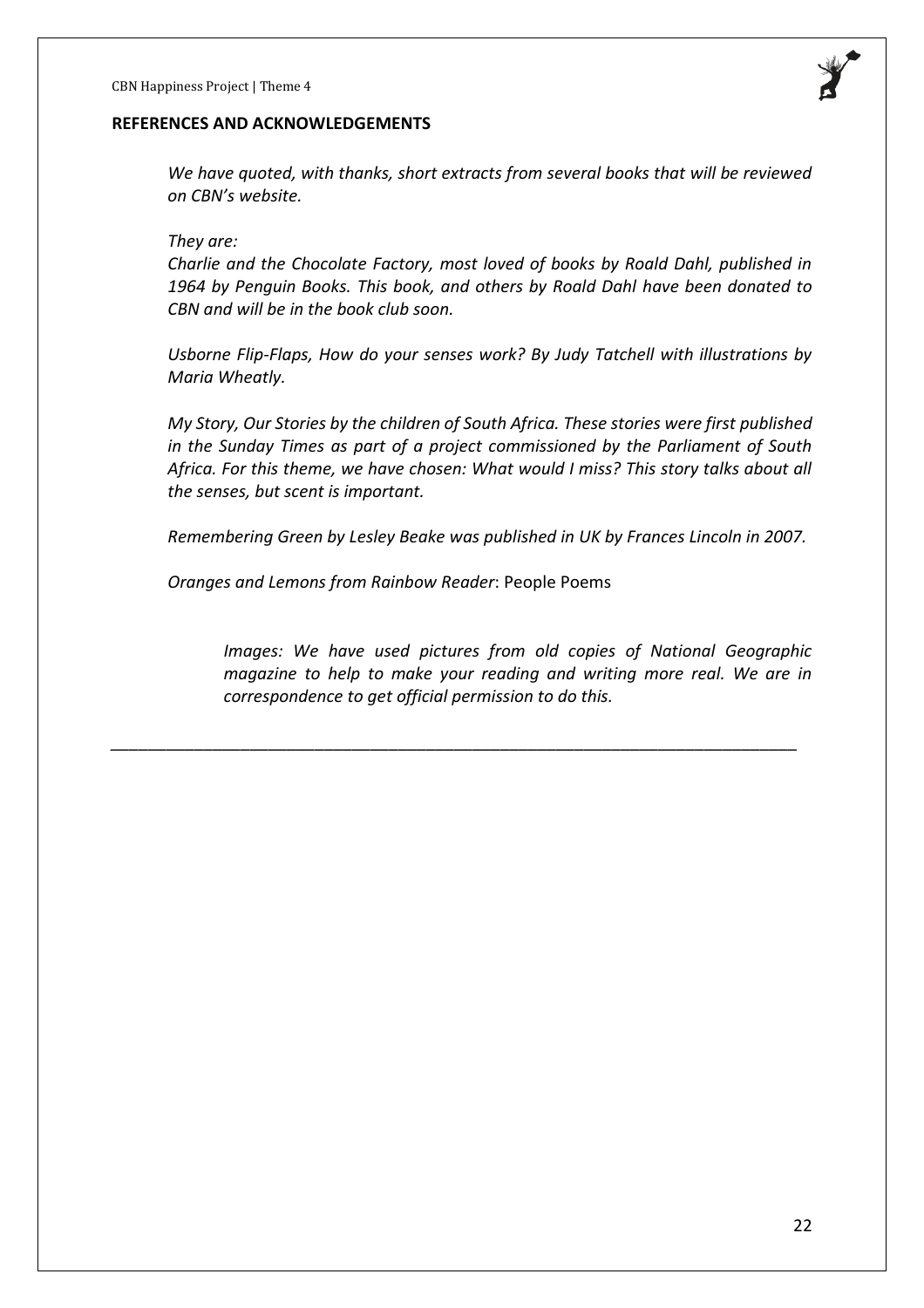**REFERENCES AND ACKNOWLEDGEMENTS**

*We have quoted, with thanks, short extracts from several books that will be reviewed on CBN's website.*

*They are:*
*Charlie and the Chocolate Factory, most loved of books by Roald Dahl, published in 1964 by Penguin Books. This book, and others by Roald Dahl have been donated to CBN and will be in the book club soon.*

*Usborne Flip-Flaps, How do your senses work? By Judy Tatchell with illustrations by Maria Wheatly.*

*My Story, Our Stories by the children of South Africa. These stories were first published in the Sunday Times as part of a project commissioned by the Parliament of South Africa. For this theme, we have chosen: What would I miss? This story talks about all the senses, but scent is important.*

*Remembering Green by Lesley Beake was published in UK by Frances Lincoln in 2007.*

*Oranges and Lemons from Rainbow Reader*: People Poems

> *Images: We have used pictures from old copies of National Geographic magazine to help to make your reading and writing more real. We are in correspondence to get official permission to do this.*

---